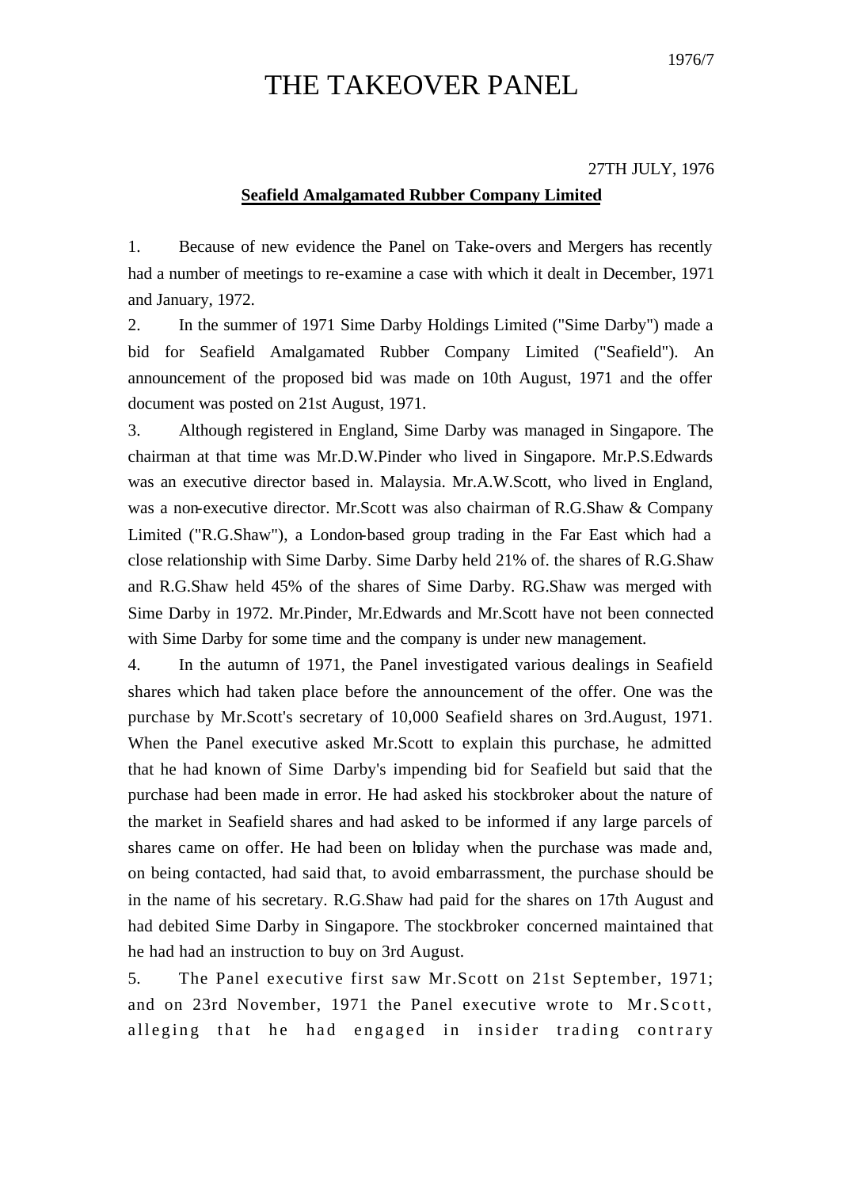1976/7

# THE TAKEOVER PANEL

27TH JULY, 1976

**Seafield Amalgamated Rubber Company Limited**

1. Because of new evidence the Panel on Take-overs and Mergers has recently had a number of meetings to re-examine a case with which it dealt in December, 1971 and January, 1972.

2. In the summer of 1971 Sime Darby Holdings Limited ("Sime Darby") made a bid for Seafield Amalgamated Rubber Company Limited ("Seafield"). An announcement of the proposed bid was made on 10th August, 1971 and the offer document was posted on 21st August, 1971.

3. Although registered in England, Sime Darby was managed in Singapore. The chairman at that time was Mr.D.W.Pinder who lived in Singapore. Mr.P.S.Edwards was an executive director based in. Malaysia. Mr.A.W.Scott, who lived in England, was a non-executive director. Mr.Scott was also chairman of R.G.Shaw & Company Limited ("R.G.Shaw"), a London-based group trading in the Far East which had a close relationship with Sime Darby. Sime Darby held 21% of. the shares of R.G.Shaw and R.G.Shaw held 45% of the shares of Sime Darby. RG.Shaw was merged with Sime Darby in 1972. Mr.Pinder, Mr.Edwards and Mr.Scott have not been connected with Sime Darby for some time and the company is under new management.

4. In the autumn of 1971, the Panel investigated various dealings in Seafield shares which had taken place before the announcement of the offer. One was the purchase by Mr.Scott's secretary of 10,000 Seafield shares on 3rd.August, 1971. When the Panel executive asked Mr.Scott to explain this purchase, he admitted that he had known of Sime Darby's impending bid for Seafield but said that the purchase had been made in error. He had asked his stockbroker about the nature of the market in Seafield shares and had asked to be informed if any large parcels of shares came on offer. He had been on holiday when the purchase was made and, on being contacted, had said that, to avoid embarrassment, the purchase should be in the name of his secretary. R.G.Shaw had paid for the shares on 17th August and had debited Sime Darby in Singapore. The stockbroker concerned maintained that he had had an instruction to buy on 3rd August.

5. The Panel executive first saw Mr.Scott on 21st September, 1971; and on 23rd November, 1971 the Panel executive wrote to Mr.Scott, alleging that he had engaged in insider trading contrary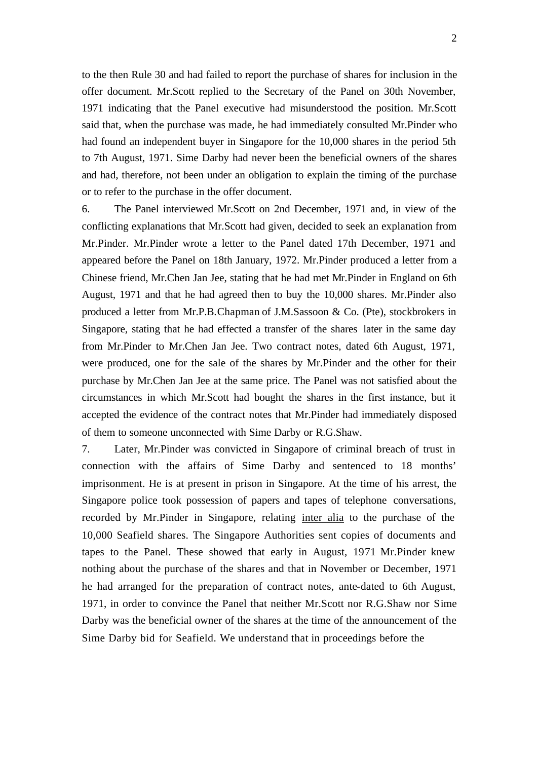to the then Rule 30 and had failed to report the purchase of shares for inclusion in the offer document. Mr.Scott replied to the Secretary of the Panel on 30th November, 1971 indicating that the Panel executive had misunderstood the position. Mr.Scott said that, when the purchase was made, he had immediately consulted Mr.Pinder who had found an independent buyer in Singapore for the 10,000 shares in the period 5th to 7th August, 1971. Sime Darby had never been the beneficial owners of the shares and had, therefore, not been under an obligation to explain the timing of the purchase or to refer to the purchase in the offer document.

6. The Panel interviewed Mr.Scott on 2nd December, 1971 and, in view of the conflicting explanations that Mr.Scott had given, decided to seek an explanation from Mr.Pinder. Mr.Pinder wrote a letter to the Panel dated 17th December, 1971 and appeared before the Panel on 18th January, 1972. Mr.Pinder produced a letter from a Chinese friend, Mr.Chen Jan Jee, stating that he had met Mr.Pinder in England on 6th August, 1971 and that he had agreed then to buy the 10,000 shares. Mr.Pinder also produced a letter from Mr.P.B.Chapman of J.M.Sassoon & Co. (Pte), stockbrokers in Singapore, stating that he had effected a transfer of the shares later in the same day from Mr.Pinder to Mr.Chen Jan Jee. Two contract notes, dated 6th August, 1971, were produced, one for the sale of the shares by Mr.Pinder and the other for their purchase by Mr.Chen Jan Jee at the same price. The Panel was not satisfied about the circumstances in which Mr.Scott had bought the shares in the first instance, but it accepted the evidence of the contract notes that Mr.Pinder had immediately disposed of them to someone unconnected with Sime Darby or R.G.Shaw.

7. Later, Mr.Pinder was convicted in Singapore of criminal breach of trust in connection with the affairs of Sime Darby and sentenced to 18 months' imprisonment. He is at present in prison in Singapore. At the time of his arrest, the Singapore police took possession of papers and tapes of telephone conversations, recorded by Mr.Pinder in Singapore, relating inter alia to the purchase of the 10,000 Seafield shares. The Singapore Authorities sent copies of documents and tapes to the Panel. These showed that early in August, 1971 Mr.Pinder knew nothing about the purchase of the shares and that in November or December, 1971 he had arranged for the preparation of contract notes, ante-dated to 6th August, 1971, in order to convince the Panel that neither Mr.Scott nor R.G.Shaw nor Sime Darby was the beneficial owner of the shares at the time of the announcement of the Sime Darby bid for Seafield. We understand that in proceedings before the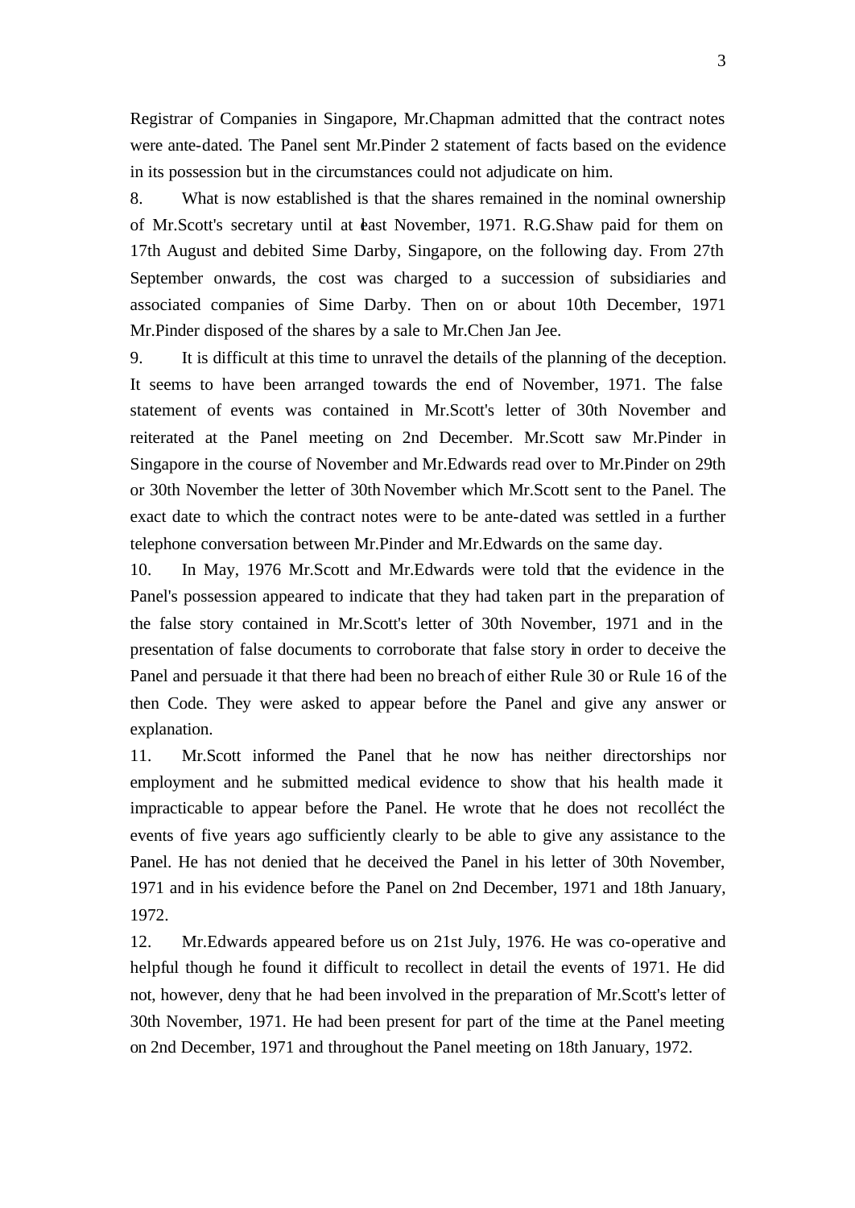Registrar of Companies in Singapore, Mr.Chapman admitted that the contract notes were ante-dated. The Panel sent Mr.Pinder 2 statement of facts based on the evidence in its possession but in the circumstances could not adjudicate on him.

8. What is now established is that the shares remained in the nominal ownership of Mr.Scott's secretary until at least November, 1971. R.G.Shaw paid for them on 17th August and debited Sime Darby, Singapore, on the following day. From 27th September onwards, the cost was charged to a succession of subsidiaries and associated companies of Sime Darby. Then on or about 10th December, 1971 Mr.Pinder disposed of the shares by a sale to Mr.Chen Jan Jee.

9. It is difficult at this time to unravel the details of the planning of the deception. It seems to have been arranged towards the end of November, 1971. The false statement of events was contained in Mr.Scott's letter of 30th November and reiterated at the Panel meeting on 2nd December. Mr.Scott saw Mr.Pinder in Singapore in the course of November and Mr.Edwards read over to Mr.Pinder on 29th or 30th November the letter of 30th November which Mr.Scott sent to the Panel. The exact date to which the contract notes were to be ante-dated was settled in a further telephone conversation between Mr.Pinder and Mr.Edwards on the same day.

10. In May, 1976 Mr.Scott and Mr.Edwards were told that the evidence in the Panel's possession appeared to indicate that they had taken part in the preparation of the false story contained in Mr.Scott's letter of 30th November, 1971 and in the presentation of false documents to corroborate that false story in order to deceive the Panel and persuade it that there had been no breach of either Rule 30 or Rule 16 of the then Code. They were asked to appear before the Panel and give any answer or explanation.

11. Mr.Scott informed the Panel that he now has neither directorships nor employment and he submitted medical evidence to show that his health made it impracticable to appear before the Panel. He wrote that he does not recollect the events of five years ago sufficiently clearly to be able to give any assistance to the Panel. He has not denied that he deceived the Panel in his letter of 30th November, 1971 and in his evidence before the Panel on 2nd December, 1971 and 18th January, 1972.

12. Mr.Edwards appeared before us on 21st July, 1976. He was co-operative and helpful though he found it difficult to recollect in detail the events of 1971. He did not, however, deny that he had been involved in the preparation of Mr.Scott's letter of 30th November, 1971. He had been present for part of the time at the Panel meeting on 2nd December, 1971 and throughout the Panel meeting on 18th January, 1972.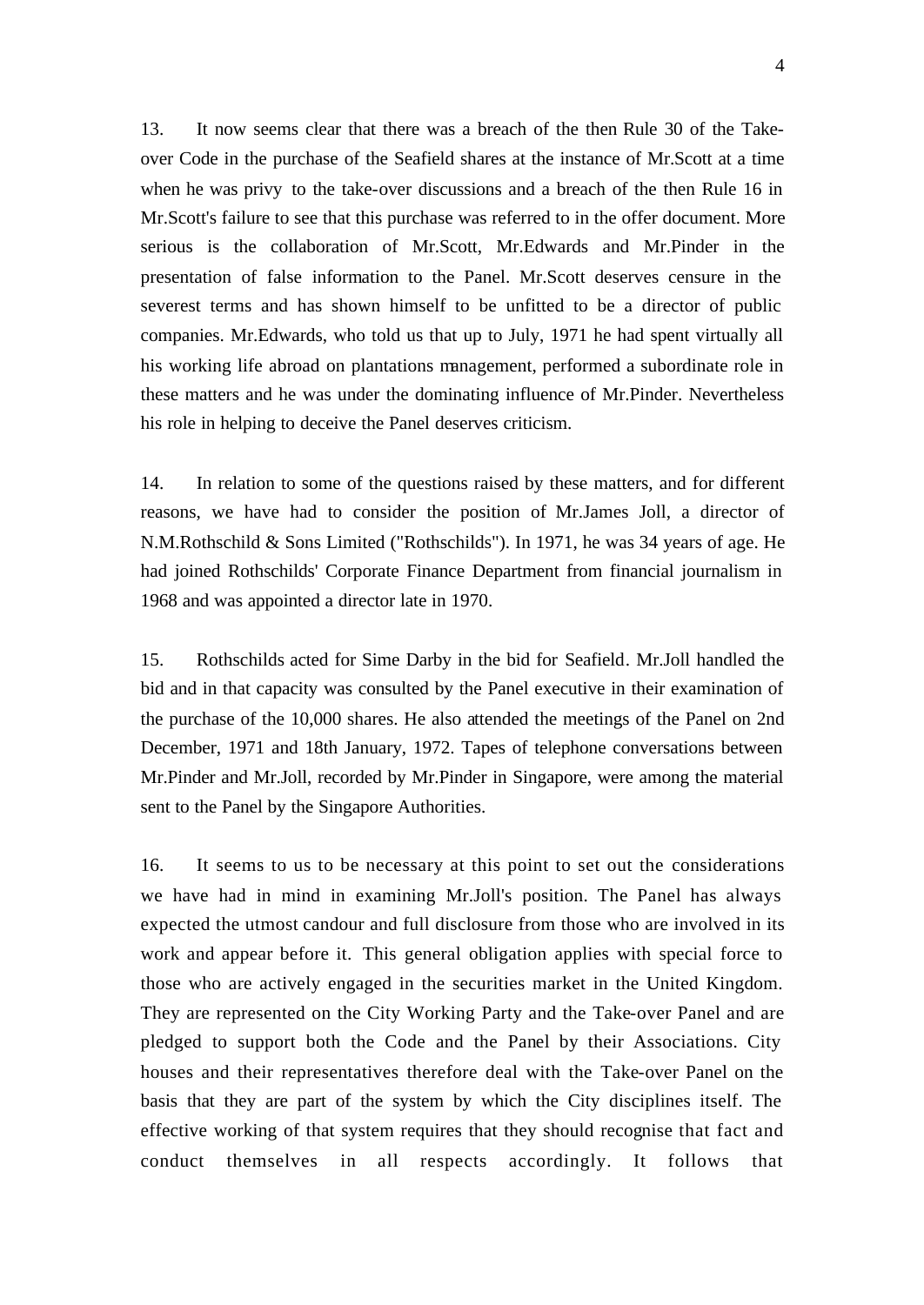13. It now seems clear that there was a breach of the then Rule 30 of the Take-over Code in the purchase of the Seafield shares at the instance of Mr.Scott at a time when he was privy to the take-over discussions and a breach of the then Rule 16 in Mr.Scott's failure to see that this purchase was referred to in the offer document. More serious is the collaboration of Mr.Scott, Mr.Edwards and Mr.Pinder in the presentation of false information to the Panel. Mr.Scott deserves censure in the severest terms and has shown himself to be unfitted to be a director of public companies. Mr.Edwards, who told us that up to July, 1971 he had spent virtually all his working life abroad on plantations management, performed a subordinate role in these matters and he was under the dominating influence of Mr.Pinder. Nevertheless his role in helping to deceive the Panel deserves criticism.

14. In relation to some of the questions raised by these matters, and for different reasons, we have had to consider the position of Mr.James Joll, a director of N.M.Rothschild & Sons Limited ("Rothschilds"). In 1971, he was 34 years of age. He had joined Rothschilds' Corporate Finance Department from financial journalism in 1968 and was appointed a director late in 1970.

15. Rothschilds acted for Sime Darby in the bid for Seafield. Mr.Joll handled the bid and in that capacity was consulted by the Panel executive in their examination of the purchase of the 10,000 shares. He also attended the meetings of the Panel on 2nd December, 1971 and 18th January, 1972. Tapes of telephone conversations between Mr.Pinder and Mr.Joll, recorded by Mr.Pinder in Singapore, were among the material sent to the Panel by the Singapore Authorities.

16. It seems to us to be necessary at this point to set out the considerations we have had in mind in examining Mr.Joll's position. The Panel has always expected the utmost candour and full disclosure from those who are involved in its work and appear before it. This general obligation applies with special force to those who are actively engaged in the securities market in the United Kingdom. They are represented on the City Working Party and the Take-over Panel and are pledged to support both the Code and the Panel by their Associations. City houses and their representatives therefore deal with the Take-over Panel on the basis that they are part of the system by which the City disciplines itself. The effective working of that system requires that they should recognise that fact and conduct themselves in all respects accordingly. It follows that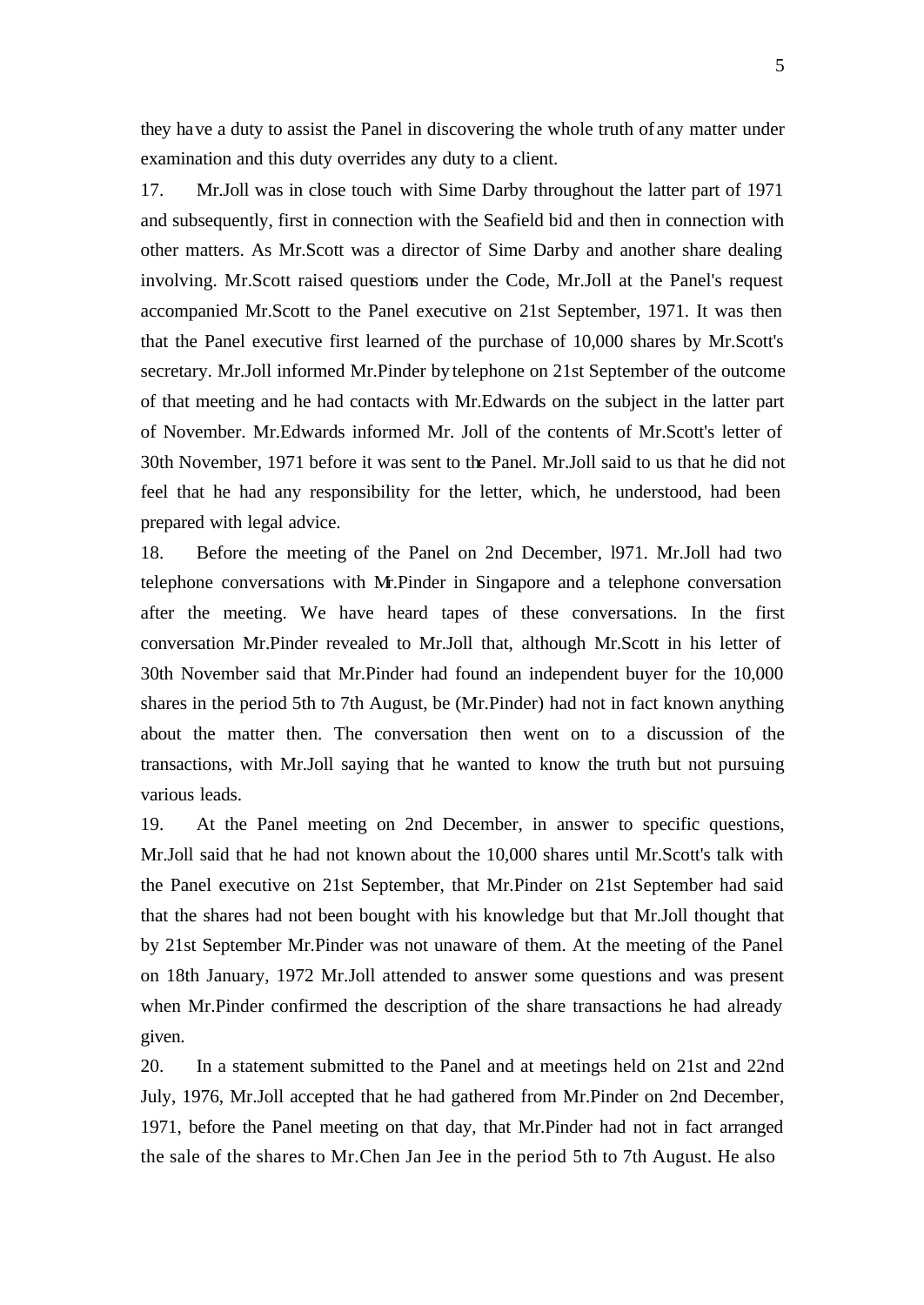they have a duty to assist the Panel in discovering the whole truth of any matter under examination and this duty overrides any duty to a client.

17. Mr.Joll was in close touch with Sime Darby throughout the latter part of 1971 and subsequently, first in connection with the Seafield bid and then in connection with other matters. As Mr.Scott was a director of Sime Darby and another share dealing involving. Mr.Scott raised questions under the Code, Mr.Joll at the Panel's request accompanied Mr.Scott to the Panel executive on 21st September, 1971. It was then that the Panel executive first learned of the purchase of 10,000 shares by Mr.Scott's secretary. Mr.Joll informed Mr.Pinder by telephone on 21st September of the outcome of that meeting and he had contacts with Mr.Edwards on the subject in the latter part of November. Mr.Edwards informed Mr. Joll of the contents of Mr.Scott's letter of 30th November, 1971 before it was sent to the Panel. Mr.Joll said to us that he did not feel that he had any responsibility for the letter, which, he understood, had been prepared with legal advice.

18. Before the meeting of the Panel on 2nd December, l971. Mr.Joll had two telephone conversations with Mr.Pinder in Singapore and a telephone conversation after the meeting. We have heard tapes of these conversations. In the first conversation Mr.Pinder revealed to Mr.Joll that, although Mr.Scott in his letter of 30th November said that Mr.Pinder had found an independent buyer for the 10,000 shares in the period 5th to 7th August, be (Mr.Pinder) had not in fact known anything about the matter then. The conversation then went on to a discussion of the transactions, with Mr.Joll saying that he wanted to know the truth but not pursuing various leads.

19. At the Panel meeting on 2nd December, in answer to specific questions, Mr.Joll said that he had not known about the 10,000 shares until Mr.Scott's talk with the Panel executive on 21st September, that Mr.Pinder on 21st September had said that the shares had not been bought with his knowledge but that Mr.Joll thought that by 21st September Mr.Pinder was not unaware of them. At the meeting of the Panel on 18th January, 1972 Mr.Joll attended to answer some questions and was present when Mr.Pinder confirmed the description of the share transactions he had already given.

20. In a statement submitted to the Panel and at meetings held on 21st and 22nd July, 1976, Mr.Joll accepted that he had gathered from Mr.Pinder on 2nd December, 1971, before the Panel meeting on that day, that Mr.Pinder had not in fact arranged the sale of the shares to Mr.Chen Jan Jee in the period 5th to 7th August. He also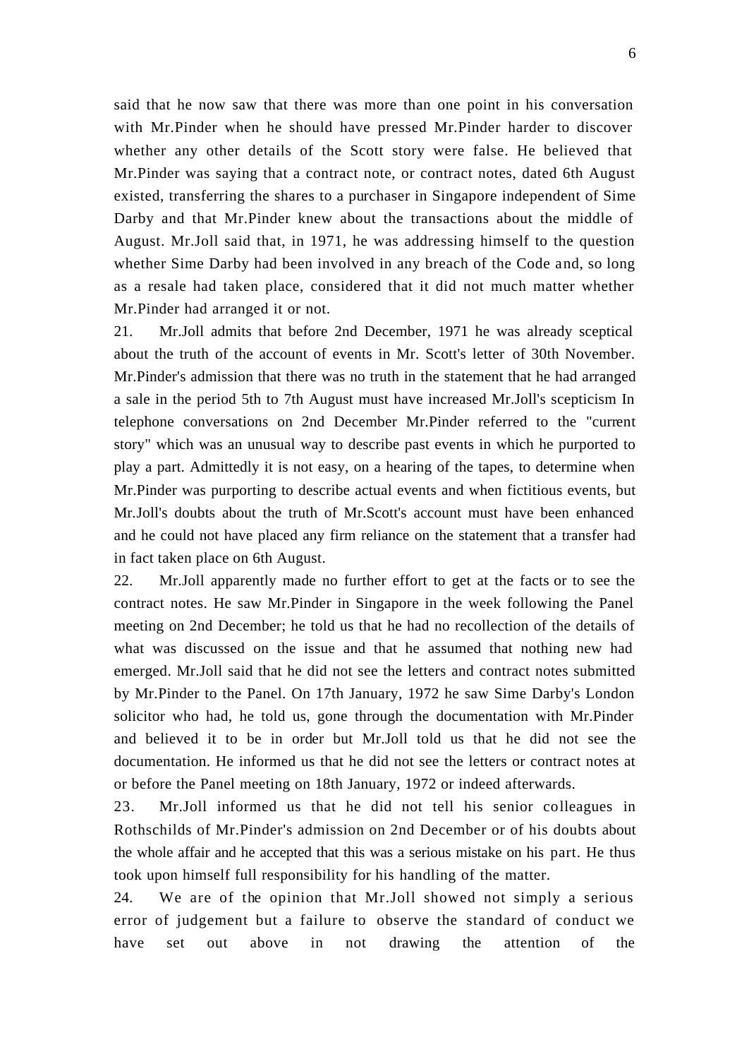said that he now saw that there was more than one point in his conversation with Mr.Pinder when he should have pressed Mr.Pinder harder to discover whether any other details of the Scott story were false. He believed that Mr.Pinder was saying that a contract note, or contract notes, dated 6th August existed, transferring the shares to a purchaser in Singapore independent of Sime Darby and that Mr.Pinder knew about the transactions about the middle of August. Mr.Joll said that, in 1971, he was addressing himself to the question whether Sime Darby had been involved in any breach of the Code and, so long as a resale had taken place, considered that it did not much matter whether Mr.Pinder had arranged it or not.

21. Mr.Joll admits that before 2nd December, 1971 he was already sceptical about the truth of the account of events in Mr. Scott's letter of 30th November. Mr.Pinder's admission that there was no truth in the statement that he had arranged a sale in the period 5th to 7th August must have increased Mr.Joll's scepticism In telephone conversations on 2nd December Mr.Pinder referred to the "current story" which was an unusual way to describe past events in which he purported to play a part. Admittedly it is not easy, on a hearing of the tapes, to determine when Mr.Pinder was purporting to describe actual events and when fictitious events, but Mr.Joll's doubts about the truth of Mr.Scott's account must have been enhanced and he could not have placed any firm reliance on the statement that a transfer had in fact taken place on 6th August.

22. Mr.Joll apparently made no further effort to get at the facts or to see the contract notes. He saw Mr.Pinder in Singapore in the week following the Panel meeting on 2nd December; he told us that he had no recollection of the details of what was discussed on the issue and that he assumed that nothing new had emerged. Mr.Joll said that he did not see the letters and contract notes submitted by Mr.Pinder to the Panel. On 17th January, 1972 he saw Sime Darby's London solicitor who had, he told us, gone through the documentation with Mr.Pinder and believed it to be in order but Mr.Joll told us that he did not see the documentation. He informed us that he did not see the letters or contract notes at or before the Panel meeting on 18th January, 1972 or indeed afterwards.

23. Mr.Joll informed us that he did not tell his senior colleagues in Rothschilds of Mr.Pinder's admission on 2nd December or of his doubts about the whole affair and he accepted that this was a serious mistake on his part. He thus took upon himself full responsibility for his handling of the matter.

24. We are of the opinion that Mr.Joll showed not simply a serious error of judgement but a failure to observe the standard of conduct we have set out above in not drawing the attention of the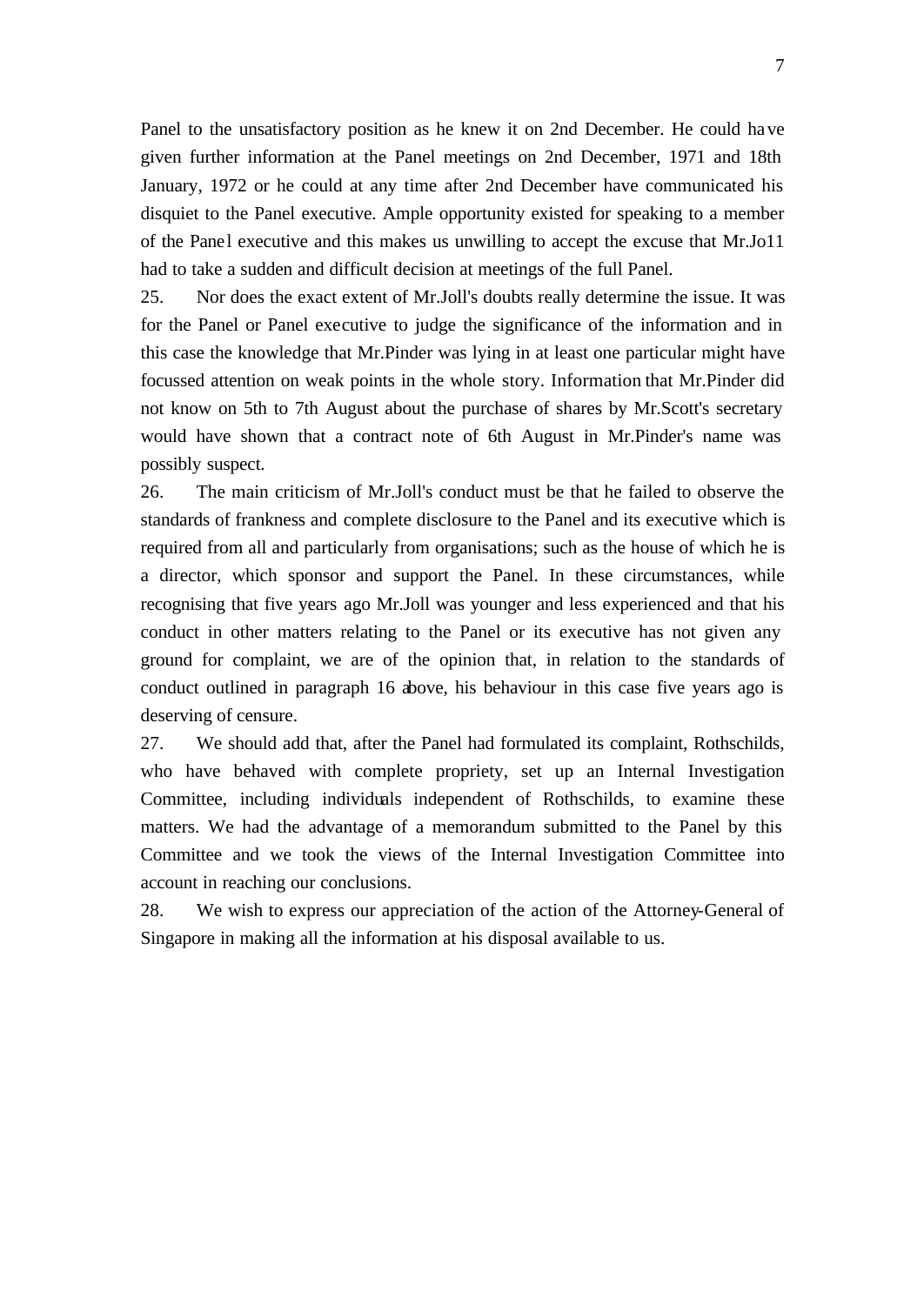Panel to the unsatisfactory position as he knew it on 2nd December. He could have given further information at the Panel meetings on 2nd December, 1971 and 18th January, 1972 or he could at any time after 2nd December have communicated his disquiet to the Panel executive. Ample opportunity existed for speaking to a member of the Panel executive and this makes us unwilling to accept the excuse that Mr.Jo11 had to take a sudden and difficult decision at meetings of the full Panel.

25. Nor does the exact extent of Mr.Joll's doubts really determine the issue. It was for the Panel or Panel executive to judge the significance of the information and in this case the knowledge that Mr.Pinder was lying in at least one particular might have focussed attention on weak points in the whole story. Information that Mr.Pinder did not know on 5th to 7th August about the purchase of shares by Mr.Scott's secretary would have shown that a contract note of 6th August in Mr.Pinder's name was possibly suspect.

26. The main criticism of Mr.Joll's conduct must be that he failed to observe the standards of frankness and complete disclosure to the Panel and its executive which is required from all and particularly from organisations; such as the house of which he is a director, which sponsor and support the Panel. In these circumstances, while recognising that five years ago Mr.Joll was younger and less experienced and that his conduct in other matters relating to the Panel or its executive has not given any ground for complaint, we are of the opinion that, in relation to the standards of conduct outlined in paragraph 16 above, his behaviour in this case five years ago is deserving of censure.

27. We should add that, after the Panel had formulated its complaint, Rothschilds, who have behaved with complete propriety, set up an Internal Investigation Committee, including individuals independent of Rothschilds, to examine these matters. We had the advantage of a memorandum submitted to the Panel by this Committee and we took the views of the Internal Investigation Committee into account in reaching our conclusions.

28. We wish to express our appreciation of the action of the Attorney-General of Singapore in making all the information at his disposal available to us.